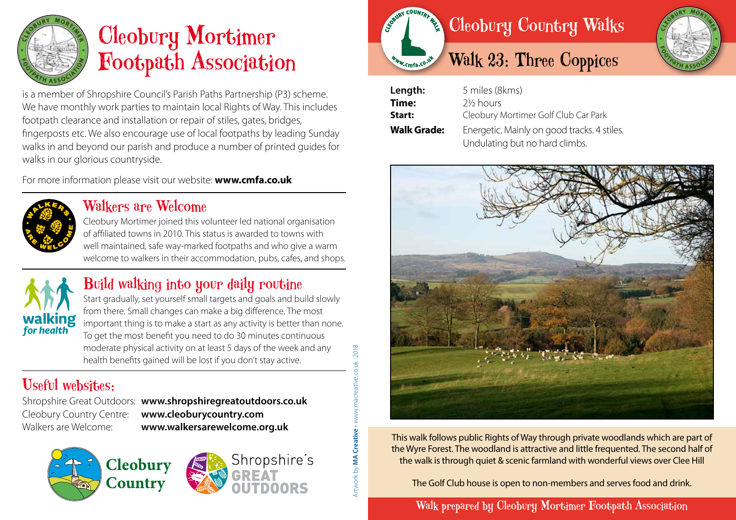# Cleobury Mortimer Footpath Association

is a member of Shropshire Council's Parish Paths Partnership (P3) scheme. We have monthly work parties to maintain local Rights of Way. This includes footpath clearance and installation or repair of stiles, gates, bridges, fingerposts etc. We also encourage use of local footpaths by leading Sunday walks in and beyond our parish and produce a number of printed guides for walks in our glorious countryside.

For more information please visit our website: **www.cmfa.co.uk**

## Walkers are Welcome

Cleobury Mortimer joined this volunteer led national organisation of affiliated towns in 2010. This status is awarded to towns with well maintained, safe way-marked footpaths and who give a warm welcome to walkers in their accommodation, pubs, cafes, and shops.

## Build walking into your daily routine

Start gradually, set yourself small targets and goals and build slowly from there. Small changes can make a big difference. The most important thing is to make a start as any activity is better than none. To get the most benefit you need to do 30 minutes continuous moderate physical activity on at least 5 days of the week and any health benefits gained will be lost if you don't stay active.

## Useful websites:

Shropshire Great Outdoors: **www.shropshiregreatoutdoors.co.uk**
Cleobury Country Centre: **www.cleoburycountry.com**
Walkers are Welcome: **www.walkersarewelcome.org.uk**

Artwork by **MA Creative** • www.macreative.co.uk 2018

# Cleobury Country Walks

## Walk 23: Three Coppices

**Length:** 5 miles (8kms)
**Time:** 2½ hours
**Start:** Cleobury Mortimer Golf Club Car Park
**Walk Grade:** Energetic. Mainly on good tracks. 4 stiles. Undulating but no hard climbs.

This walk follows public Rights of Way through private woodlands which are part of the Wyre Forest. The woodland is attractive and little frequented. The second half of the walk is through quiet & scenic farmland with wonderful views over Clee Hill

The Golf Club house is open to non-members and serves food and drink.

Walk prepared by Cleobury Mortimer Footpath Association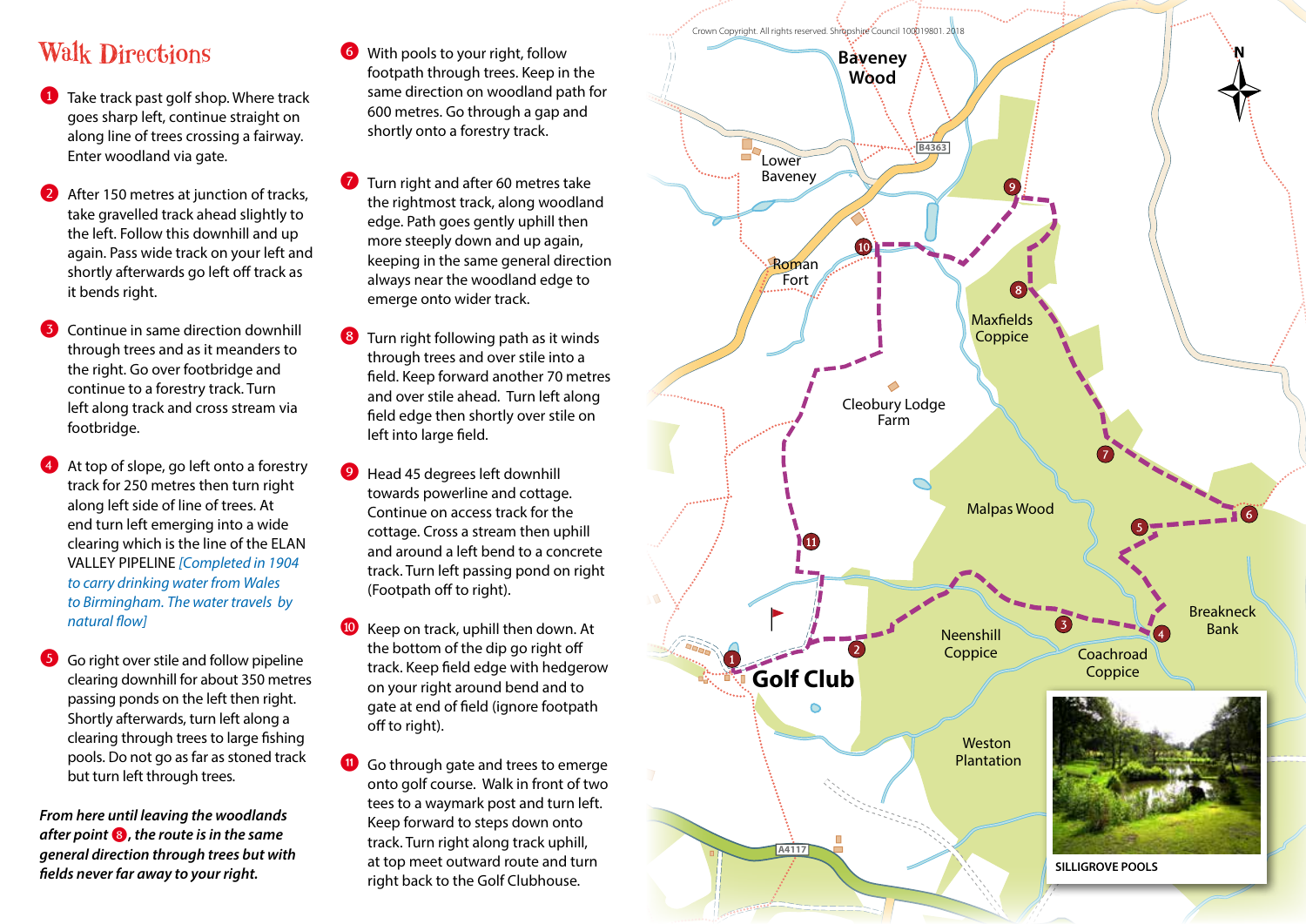# Walk Directions

1. Take track past golf shop. Where track goes sharp left, continue straight on along line of trees crossing a fairway. Enter woodland via gate.

2. After 150 metres at junction of tracks, take gravelled track ahead slightly to the left. Follow this downhill and up again. Pass wide track on your left and shortly afterwards go left off track as it bends right.

3. Continue in same direction downhill through trees and as it meanders to the right. Go over footbridge and continue to a forestry track. Turn left along track and cross stream via footbridge.

4. At top of slope, go left onto a forestry track for 250 metres then turn right along left side of line of trees. At end turn left emerging into a wide clearing which is the line of the ELAN VALLEY PIPELINE *[Completed in 1904 to carry drinking water from Wales to Birmingham. The water travels by natural flow]*

5. Go right over stile and follow pipeline clearing downhill for about 350 metres passing ponds on the left then right. Shortly afterwards, turn left along a clearing through trees to large fishing pools. Do not go as far as stoned track but turn left through trees.

***From here until leaving the woodlands after point 8, the route is in the same general direction through trees but with fields never far away to your right.***

6. With pools to your right, follow footpath through trees. Keep in the same direction on woodland path for 600 metres. Go through a gap and shortly onto a forestry track.

7. Turn right and after 60 metres take the rightmost track, along woodland edge. Path goes gently uphill then more steeply down and up again, keeping in the same general direction always near the woodland edge to emerge onto wider track.

8. Turn right following path as it winds through trees and over stile into a field. Keep forward another 70 metres and over stile ahead. Turn left along field edge then shortly over stile on left into large field.

9. Head 45 degrees left downhill towards powerline and cottage. Continue on access track for the cottage. Cross a stream then uphill and around a left bend to a concrete track. Turn left passing pond on right (Footpath off to right).

10. Keep on track, uphill then down. At the bottom of the dip go right off track. Keep field edge with hedgerow on your right around bend and to gate at end of field (ignore footpath off to right).

11. Go through gate and trees to emerge onto golf course. Walk in front of two tees to a waymark post and turn left. Keep forward to steps down onto track. Turn right along track uphill, at top meet outward route and turn right back to the Golf Clubhouse.

Crown Copyright. All rights reserved. Shropshire Council 100019801. 2018

N

Baveney Wood
Lower Baveney
B4363
Roman Fort
Maxfields Coppice
Cleobury Lodge Farm
Malpas Wood
Breakneck Bank
Neenshill Coppice
Coachroad Coppice
Golf Club
Weston Plantation
A4117

SILLIGROVE POOLS